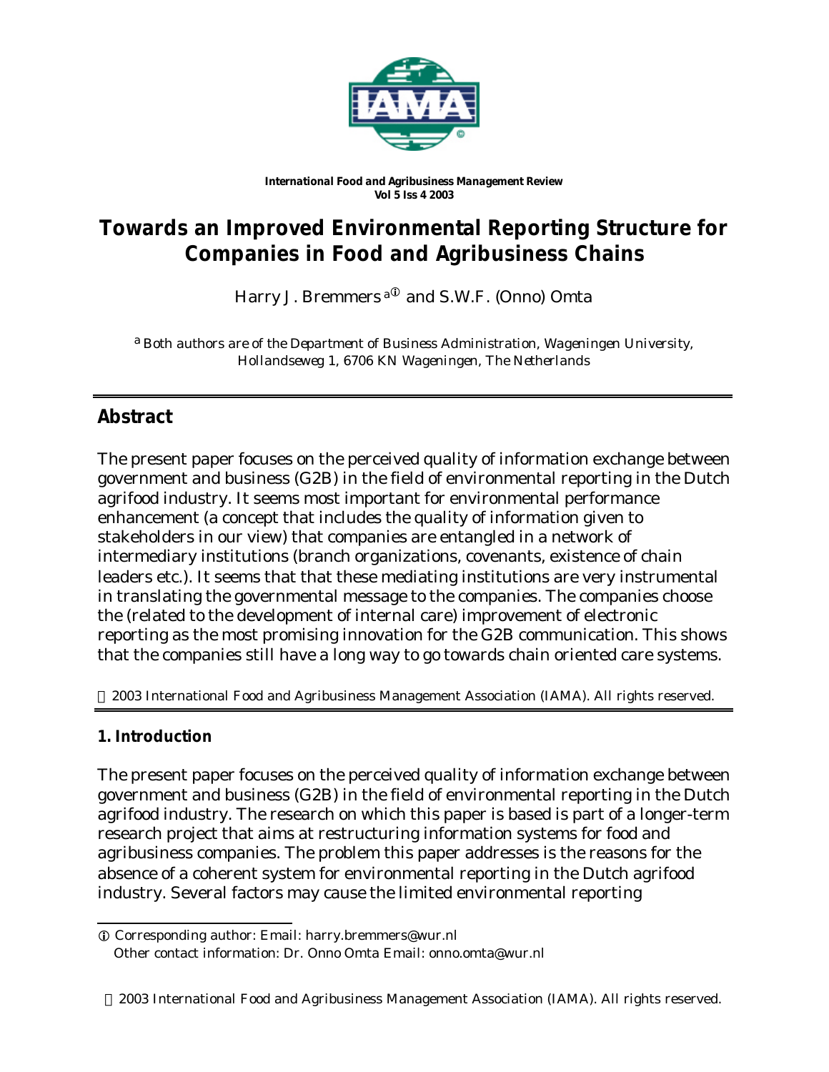*International Food and Agribusiness Management Review*
*Vol 5 Iss 4 2003*

# Towards an Improved Environmental Reporting Structure for Companies in Food and Agribusiness Chains

Harry J. Bremmers [a]ⓘ and S.W.F. (Onno) Omta

[a] *Both authors are of the Department of Business Administration, Wageningen University, Hollandseweg 1, 6706 KN Wageningen, The Netherlands*

## Abstract

The present paper focuses on the perceived quality of information exchange between government and business (G2B) in the field of environmental reporting in the Dutch agrifood industry. It seems most important for environmental performance enhancement (a concept that includes the quality of information given to stakeholders in our view) that companies are entangled in a network of intermediary institutions (branch organizations, covenants, existence of chain leaders etc.). It seems that that these mediating institutions are very instrumental in translating the governmental message to the companies. The companies choose the (related to the development of internal care) improvement of electronic reporting as the most promising innovation for the G2B communication. This shows that the companies still have a long way to go towards chain oriented care systems.

© 2003 International Food and Agribusiness Management Association (IAMA). All rights reserved.

## 1. Introduction

The present paper focuses on the perceived quality of information exchange between government and business (G2B) in the field of environmental reporting in the Dutch agrifood industry. The research on which this paper is based is part of a longer-term research project that aims at restructuring information systems for food and agribusiness companies. The problem this paper addresses is the reasons for the absence of a coherent system for environmental reporting in the Dutch agrifood industry. Several factors may cause the limited environmental reporting

---

ⓘ Corresponding author: Email: harry.bremmers@wur.nl
Other contact information: Dr. Onno Omta Email: onno.omta@wur.nl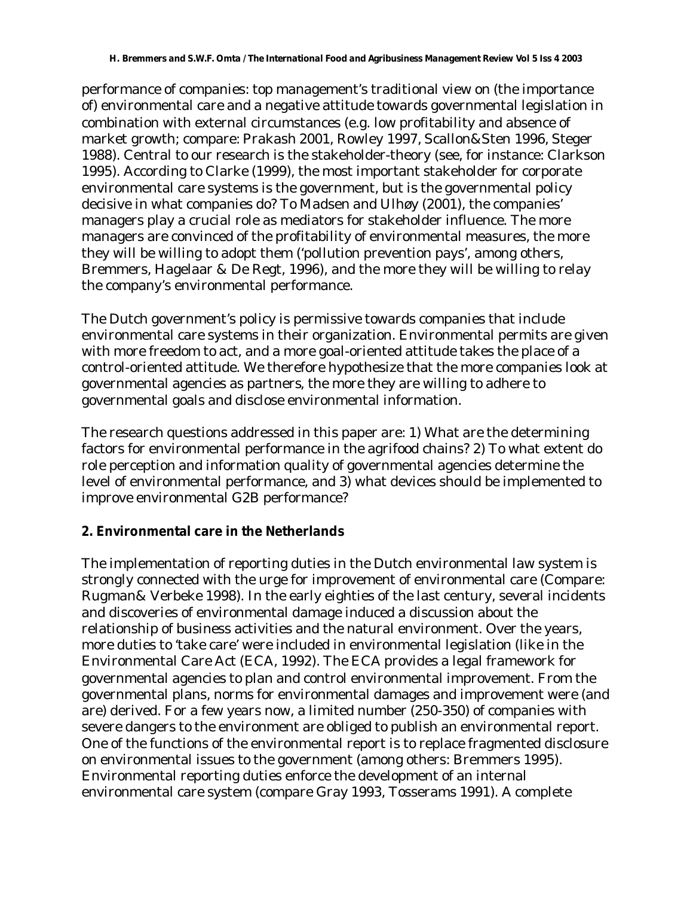performance of companies: top management's traditional view on (the importance of) environmental care and a negative attitude towards governmental legislation in combination with external circumstances (e.g. low profitability and absence of market growth; compare: Prakash 2001, Rowley 1997, Scallon&Sten 1996, Steger 1988). Central to our research is the stakeholder-theory (see, for instance: Clarkson 1995). According to Clarke (1999), the most important stakeholder for corporate environmental care systems is the government, but is the governmental policy decisive in what companies do? To Madsen and Ulhøy (2001), the companies' managers play a crucial role as mediators for stakeholder influence. The more managers are convinced of the profitability of environmental measures, the more they will be willing to adopt them ('pollution prevention pays', among others, Bremmers, Hagelaar & De Regt, 1996), and the more they will be willing to relay the company's environmental performance.

The Dutch government's policy is permissive towards companies that include environmental care systems in their organization. Environmental permits are given with more freedom to act, and a more goal-oriented attitude takes the place of a control-oriented attitude. We therefore hypothesize that the more companies look at governmental agencies as partners, the more they are willing to adhere to governmental goals and disclose environmental information.

The research questions addressed in this paper are: 1) What are the determining factors for environmental performance in the agrifood chains? 2) To what extent do role perception and information quality of governmental agencies determine the level of environmental performance, and 3) what devices should be implemented to improve environmental G2B performance?

## 2. Environmental care in the Netherlands

The implementation of reporting duties in the Dutch environmental law system is strongly connected with the urge for improvement of environmental care (Compare: Rugman& Verbeke 1998). In the early eighties of the last century, several incidents and discoveries of environmental damage induced a discussion about the relationship of business activities and the natural environment. Over the years, more duties to 'take care' were included in environmental legislation (like in the Environmental Care Act (ECA, 1992). The ECA provides a legal framework for governmental agencies to plan and control environmental improvement. From the governmental plans, norms for environmental damages and improvement were (and are) derived. For a few years now, a limited number (250-350) of companies with severe dangers to the environment are obliged to publish an environmental report. One of the functions of the environmental report is to replace fragmented disclosure on environmental issues to the government (among others: Bremmers 1995). Environmental reporting duties enforce the development of an internal environmental care system (compare Gray 1993, Tosserams 1991). A complete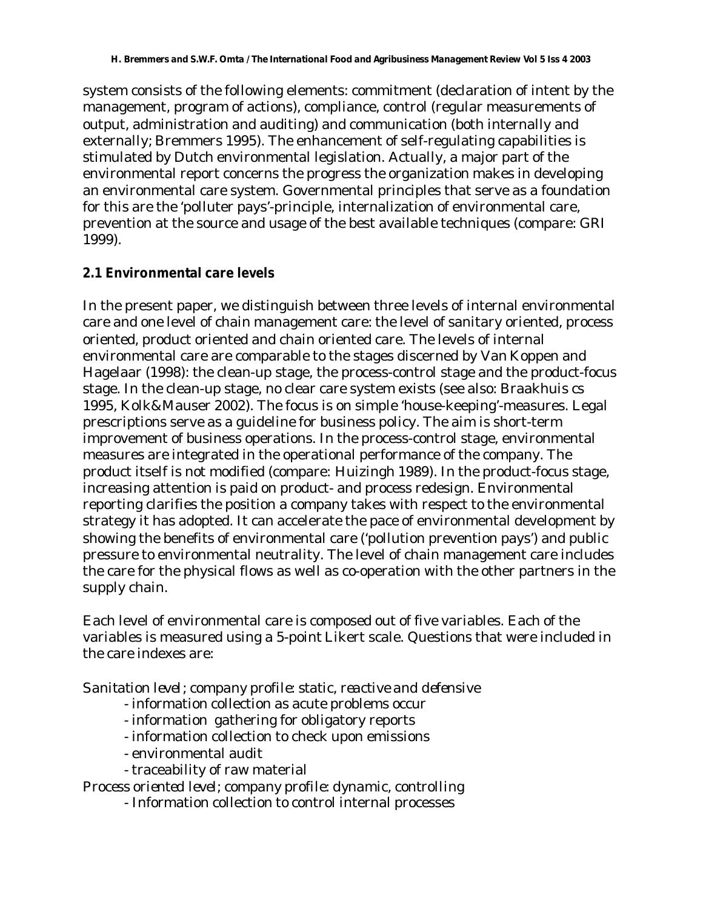system consists of the following elements: commitment (declaration of intent by the management, program of actions), compliance, control (regular measurements of output, administration and auditing) and communication (both internally and externally; Bremmers 1995). The enhancement of self-regulating capabilities is stimulated by Dutch environmental legislation. Actually, a major part of the environmental report concerns the progress the organization makes in developing an environmental care system. Governmental principles that serve as a foundation for this are the 'polluter pays'-principle, internalization of environmental care, prevention at the source and usage of the best available techniques (compare: GRI 1999).

**2.1 Environmental care levels**

In the present paper, we distinguish between three levels of internal environmental care and one level of chain management care: the level of sanitary oriented, process oriented, product oriented and chain oriented care. The levels of internal environmental care are comparable to the stages discerned by Van Koppen and Hagelaar (1998): the clean-up stage, the process-control stage and the product-focus stage. In the clean-up stage, no clear care system exists (see also: Braakhuis cs 1995, Kolk&Mauser 2002). The focus is on simple 'house-keeping'-measures. Legal prescriptions serve as a guideline for business policy. The aim is short-term improvement of business operations. In the process-control stage, environmental measures are integrated in the operational performance of the company. The product itself is not modified (compare: Huizingh 1989). In the product-focus stage, increasing attention is paid on product- and process redesign. Environmental reporting clarifies the position a company takes with respect to the environmental strategy it has adopted. It can accelerate the pace of environmental development by showing the benefits of environmental care ('pollution prevention pays') and public pressure to environmental neutrality. The level of chain management care includes the care for the physical flows as well as co-operation with the other partners in the supply chain.

Each level of environmental care is composed out of five variables. Each of the variables is measured using a 5-point Likert scale. Questions that were included in the care indexes are:

*Sanitation level; company profile: static, reactive and defensive*

- information collection as acute problems occur
- information gathering for obligatory reports
- information collection to check upon emissions
- environmental audit
- traceability of raw material

*Process oriented level; company profile: dynamic, controlling*

- Information collection to control internal processes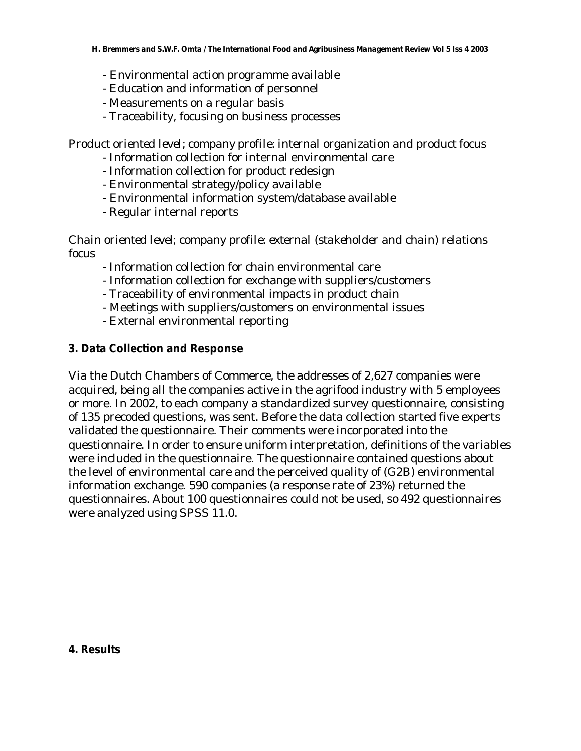- Environmental action programme available
- Education and information of personnel
- Measurements on a regular basis
- Traceability, focusing on business processes

*Product oriented level; company profile: internal organization and product focus*

- Information collection for internal environmental care
- Information collection for product redesign
- Environmental strategy/policy available
- Environmental information system/database available
- Regular internal reports

*Chain oriented level; company profile: external (stakeholder and chain) relations focus*

- Information collection for chain environmental care
- Information collection for exchange with suppliers/customers
- Traceability of environmental impacts in product chain
- Meetings with suppliers/customers on environmental issues
- External environmental reporting

## 3. Data Collection and Response

Via the Dutch Chambers of Commerce, the addresses of 2,627 companies were acquired, being all the companies active in the agrifood industry with 5 employees or more. In 2002, to each company a standardized survey questionnaire, consisting of 135 precoded questions, was sent. Before the data collection started five experts validated the questionnaire. Their comments were incorporated into the questionnaire. In order to ensure uniform interpretation, definitions of the variables were included in the questionnaire. The questionnaire contained questions about the level of environmental care and the perceived quality of (G2B) environmental information exchange. 590 companies (a response rate of 23%) returned the questionnaires. About 100 questionnaires could not be used, so 492 questionnaires were analyzed using SPSS 11.0.

## 4. Results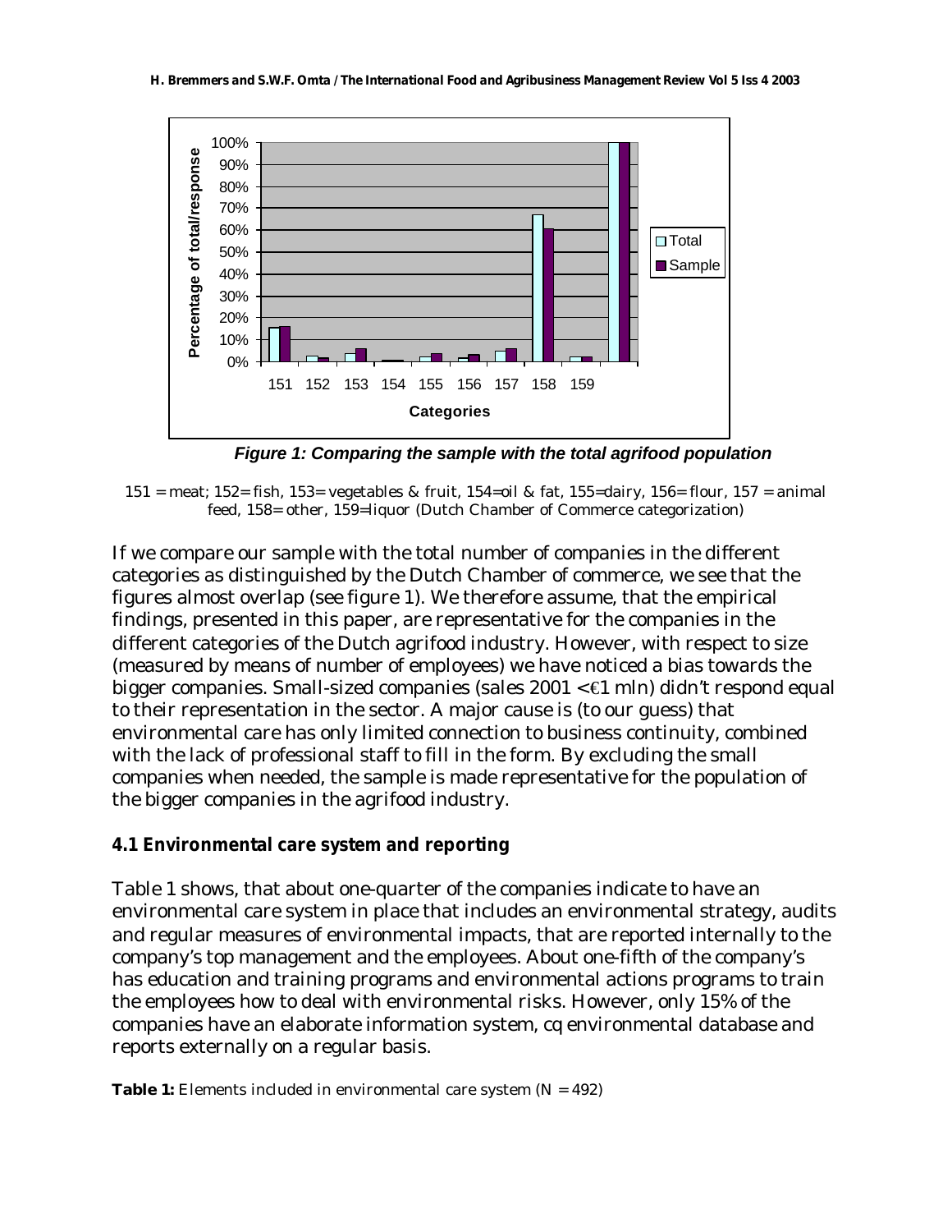*Figure 1: Comparing the sample with the total agrifood population*

151 = meat; 152= fish, 153= vegetables & fruit, 154=oil & fat, 155=dairy, 156= flour, 157 = animal feed, 158= other, 159=liquor (Dutch Chamber of Commerce categorization)

If we compare our sample with the total number of companies in the different categories as distinguished by the Dutch Chamber of commerce, we see that the figures almost overlap (see figure 1). We therefore assume, that the empirical findings, presented in this paper, are representative for the companies in the different categories of the Dutch agrifood industry. However, with respect to size (measured by means of number of employees) we have noticed a bias towards the bigger companies. Small-sized companies (sales 2001 <€1 mln) didn't respond equal to their representation in the sector. A major cause is (to our guess) that environmental care has only limited connection to business continuity, combined with the lack of professional staff to fill in the form. By excluding the small companies when needed, the sample is made representative for the population of the bigger companies in the agrifood industry.

### 4.1 Environmental care system and reporting

Table 1 shows, that about one-quarter of the companies indicate to have an environmental care system in place that includes an environmental strategy, audits and regular measures of environmental impacts, that are reported internally to the company's top management and the employees. About one-fifth of the company's has education and training programs and environmental actions programs to train the employees how to deal with environmental risks. However, only 15% of the companies have an elaborate information system, cq environmental database and reports externally on a regular basis.

**Table 1:** Elements included in environmental care system (N = 492)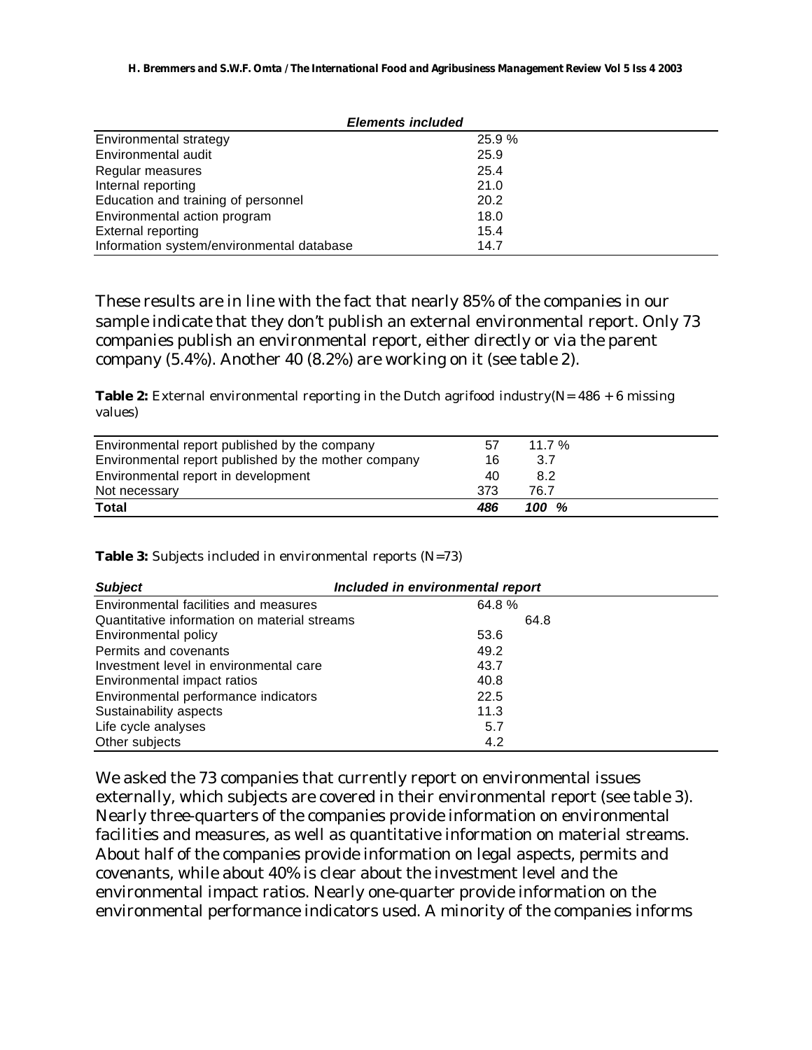| | *Elements included* |
|---|---|
| Environmental strategy | 25.9 % |
| Environmental audit | 25.9 |
| Regular measures | 25.4 |
| Internal reporting | 21.0 |
| Education and training of personnel | 20.2 |
| Environmental action program | 18.0 |
| External reporting | 15.4 |
| Information system/environmental database | 14.7 |

These results are in line with the fact that nearly 85% of the companies in our sample indicate that they don't publish an external environmental report. Only 73 companies publish an environmental report, either directly or via the parent company (5.4%). Another 40 (8.2%) are working on it (see table 2).

**Table 2:** External environmental reporting in the Dutch agrifood industry(N= 486 + 6 missing values)

| | | |
|---|---|---|
| Environmental report published by the company | 57 | 11.7 % |
| Environmental report published by the mother company | 16 | 3.7 |
| Environmental report in development | 40 | 8.2 |
| Not necessary | 373 | 76.7 |
| **Total** | ***486*** | ***100 %*** |

**Table 3:** Subjects included in environmental reports (N=73)

| *Subject* | *Included in environmental report* |
|---|---|
| Environmental facilities and measures | 64.8 % |
| Quantitative information on material streams | 64.8 |
| Environmental policy | 53.6 |
| Permits and covenants | 49.2 |
| Investment level in environmental care | 43.7 |
| Environmental impact ratios | 40.8 |
| Environmental performance indicators | 22.5 |
| Sustainability aspects | 11.3 |
| Life cycle analyses | 5.7 |
| Other subjects | 4.2 |

We asked the 73 companies that currently report on environmental issues externally, which subjects are covered in their environmental report (see table 3). Nearly three-quarters of the companies provide information on environmental facilities and measures, as well as quantitative information on material streams. About half of the companies provide information on legal aspects, permits and covenants, while about 40% is clear about the investment level and the environmental impact ratios. Nearly one-quarter provide information on the environmental performance indicators used. A minority of the companies informs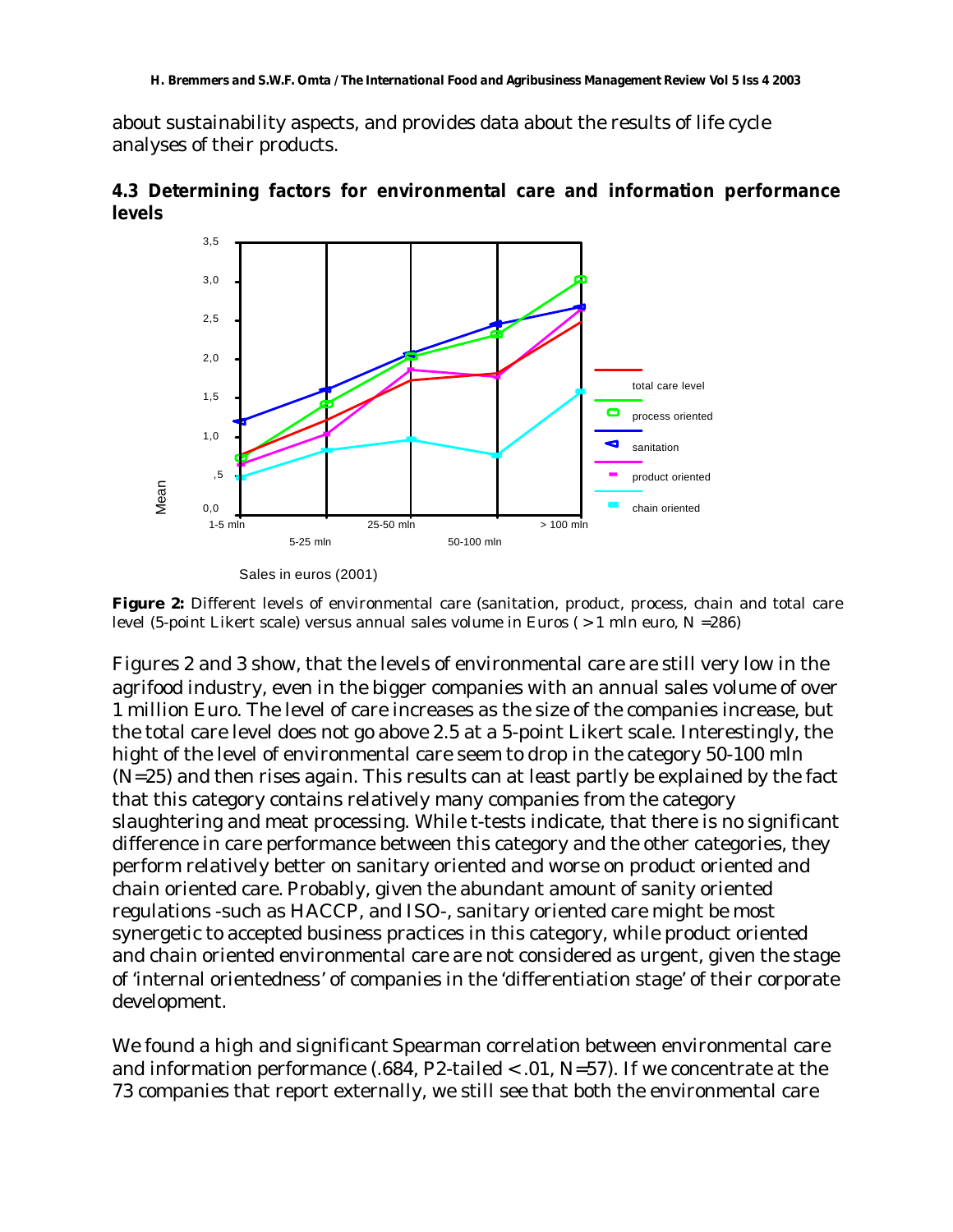about sustainability aspects, and provides data about the results of life cycle analyses of their products.

### 4.3 Determining factors for environmental care and information performance levels

**Figure 2:** Different levels of environmental care (sanitation, product, process, chain and total care level (5-point Likert scale) versus annual sales volume in Euros ( > 1 mln euro, N =286)

Figures 2 and 3 show, that the levels of environmental care are still very low in the agrifood industry, even in the bigger companies with an annual sales volume of over 1 million Euro. The level of care increases as the size of the companies increase, but the total care level does not go above 2.5 at a 5-point Likert scale. Interestingly, the hight of the level of environmental care seem to drop in the category 50-100 mln (N=25) and then rises again. This results can at least partly be explained by the fact that this category contains relatively many companies from the category slaughtering and meat processing. While t-tests indicate, that there is no significant difference in care performance between this category and the other categories, they perform relatively better on sanitary oriented and worse on product oriented and chain oriented care. Probably, given the abundant amount of sanity oriented regulations -such as HACCP, and ISO-, sanitary oriented care might be most synergetic to accepted business practices in this category, while product oriented and chain oriented environmental care are not considered as urgent, given the stage of 'internal orientedness' of companies in the 'differentiation stage' of their corporate development.

We found a high and significant Spearman correlation between environmental care and information performance (.684, P2-tailed < .01, N=57). If we concentrate at the 73 companies that report externally, we still see that both the environmental care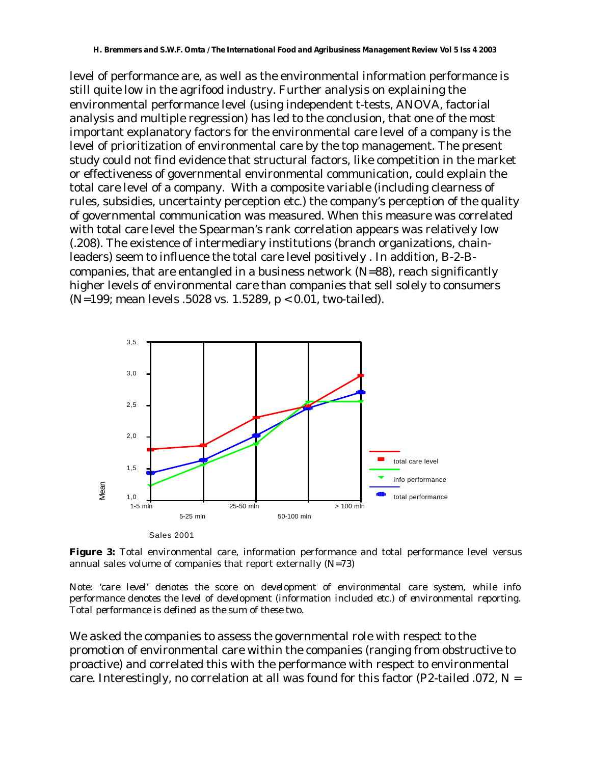level of performance are, as well as the environmental information performance is still quite low in the agrifood industry. Further analysis on explaining the environmental performance level (using independent t-tests, ANOVA, factorial analysis and multiple regression) has led to the conclusion, that one of the most important explanatory factors for the environmental care level of a company is the level of prioritization of environmental care by the top management. The present study could not find evidence that structural factors, like competition in the market or effectiveness of governmental environmental communication, could explain the total care level of a company. With a composite variable (including clearness of rules, subsidies, uncertainty perception etc.) the company's perception of the quality of governmental communication was measured. When this measure was correlated with total care level the Spearman's rank correlation appears was relatively low (.208). The existence of intermediary institutions (branch organizations, chain-leaders) seem to influence the total care level positively . In addition, B-2-B-companies, that are entangled in a business network (N=88), reach significantly higher levels of environmental care than companies that sell solely to consumers (N=199; mean levels .5028 vs. 1.5289, $p < 0.01$, two-tailed).

**Figure 3:** Total environmental care, information performance and total performance level versus annual sales volume of companies that report externally (N=73)

*Note: 'care level' denotes the score on development of environmental care system, while info performance denotes the level of development (information included etc.) of environmental reporting. Total performance is defined as the sum of these two.*

We asked the companies to assess the governmental role with respect to the promotion of environmental care within the companies (ranging from obstructive to proactive) and correlated this with the performance with respect to environmental care. Interestingly, no correlation at all was found for this factor (P2-tailed .072, N =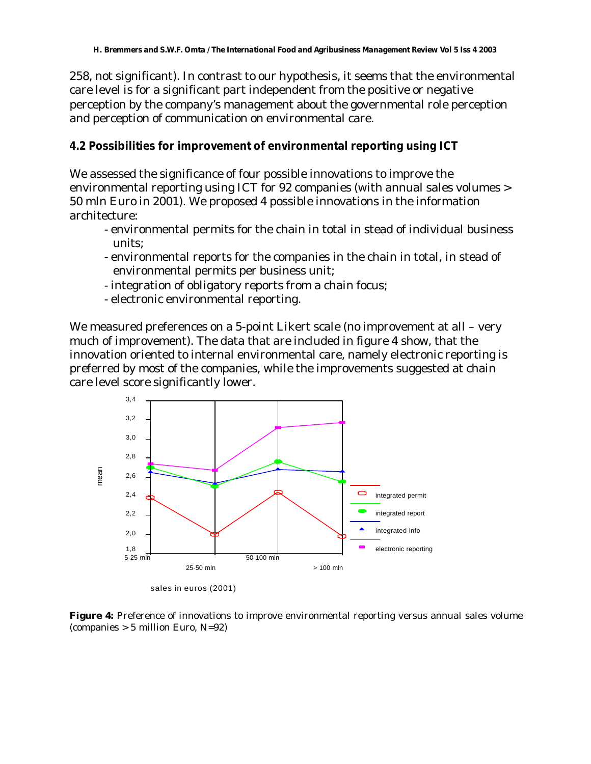258, not significant). In contrast to our hypothesis, it seems that the environmental care level is for a significant part independent from the positive or negative perception by the company's management about the governmental role perception and perception of communication on environmental care.

### 4.2 Possibilities for improvement of environmental reporting using ICT

We assessed the significance of four possible innovations to improve the environmental reporting using ICT for 92 companies (with annual sales volumes > 50 mln Euro in 2001). We proposed 4 possible innovations in the information architecture:

- environmental permits for the chain in total in stead of individual business units;
- environmental reports for the companies in the chain in total, in stead of environmental permits per business unit;
- integration of obligatory reports from a chain focus;
- electronic environmental reporting.

We measured preferences on a 5-point Likert scale (no improvement at all – very much of improvement). The data that are included in figure 4 show, that the innovation oriented to internal environmental care, namely electronic reporting is preferred by most of the companies, while the improvements suggested at chain care level score significantly lower.

**Figure 4:** Preference of innovations to improve environmental reporting versus annual sales volume (companies > 5 million Euro, N=92)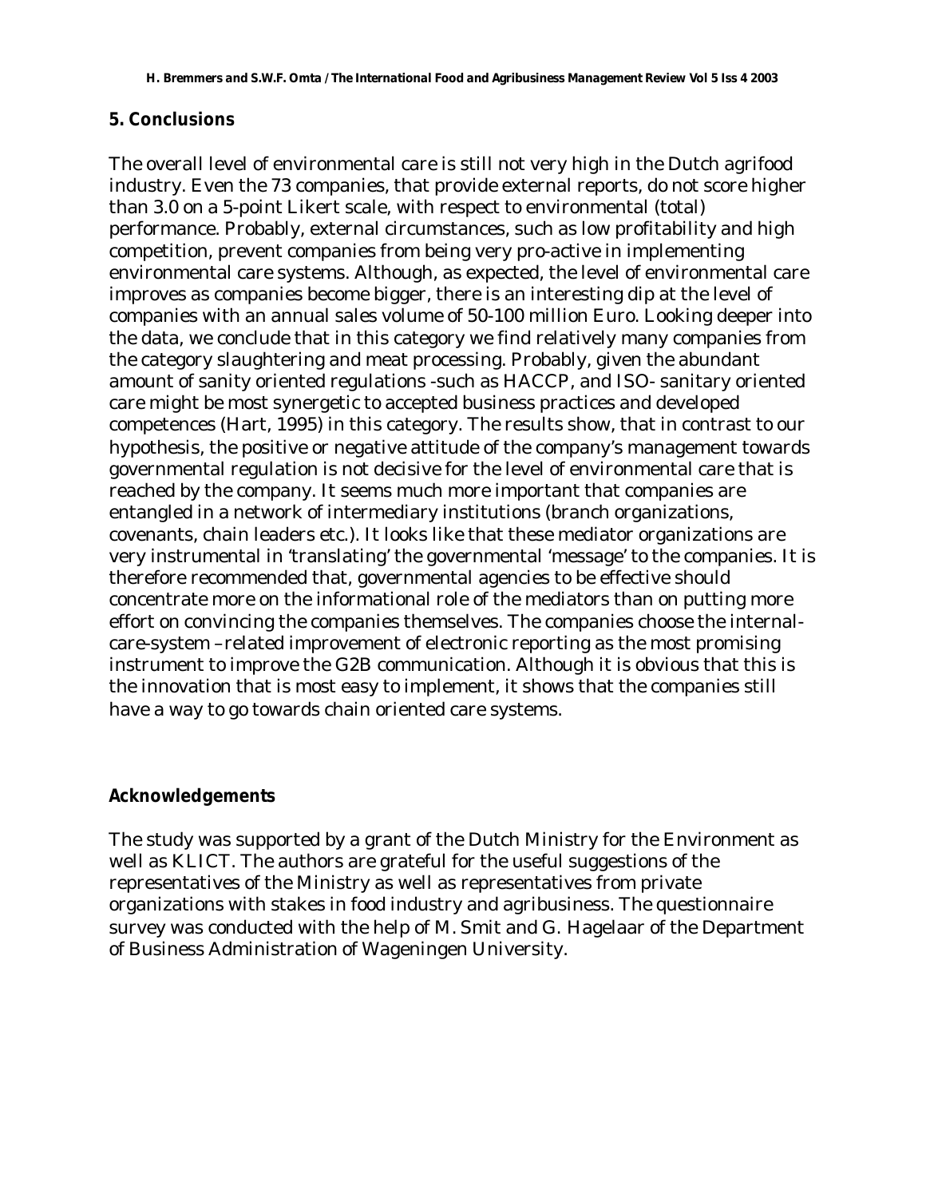## 5. Conclusions

The overall level of environmental care is still not very high in the Dutch agrifood industry. Even the 73 companies, that provide external reports, do not score higher than 3.0 on a 5-point Likert scale, with respect to environmental (total) performance. Probably, external circumstances, such as low profitability and high competition, prevent companies from being very pro-active in implementing environmental care systems. Although, as expected, the level of environmental care improves as companies become bigger, there is an interesting dip at the level of companies with an annual sales volume of 50-100 million Euro. Looking deeper into the data, we conclude that in this category we find relatively many companies from the category slaughtering and meat processing. Probably, given the abundant amount of sanity oriented regulations -such as HACCP, and ISO- sanitary oriented care might be most synergetic to accepted business practices and developed competences (Hart, 1995) in this category. The results show, that in contrast to our hypothesis, the positive or negative attitude of the company's management towards governmental regulation is not decisive for the level of environmental care that is reached by the company. It seems much more important that companies are entangled in a network of intermediary institutions (branch organizations, covenants, chain leaders etc.). It looks like that these mediator organizations are very instrumental in 'translating' the governmental 'message' to the companies. It is therefore recommended that, governmental agencies to be effective should concentrate more on the informational role of the mediators than on putting more effort on convincing the companies themselves. The companies choose the internal-care-system –related improvement of electronic reporting as the most promising instrument to improve the G2B communication. Although it is obvious that this is the innovation that is most easy to implement, it shows that the companies still have a way to go towards chain oriented care systems.

### Acknowledgements

The study was supported by a grant of the Dutch Ministry for the Environment as well as KLICT. The authors are grateful for the useful suggestions of the representatives of the Ministry as well as representatives from private organizations with stakes in food industry and agribusiness. The questionnaire survey was conducted with the help of M. Smit and G. Hagelaar of the Department of Business Administration of Wageningen University.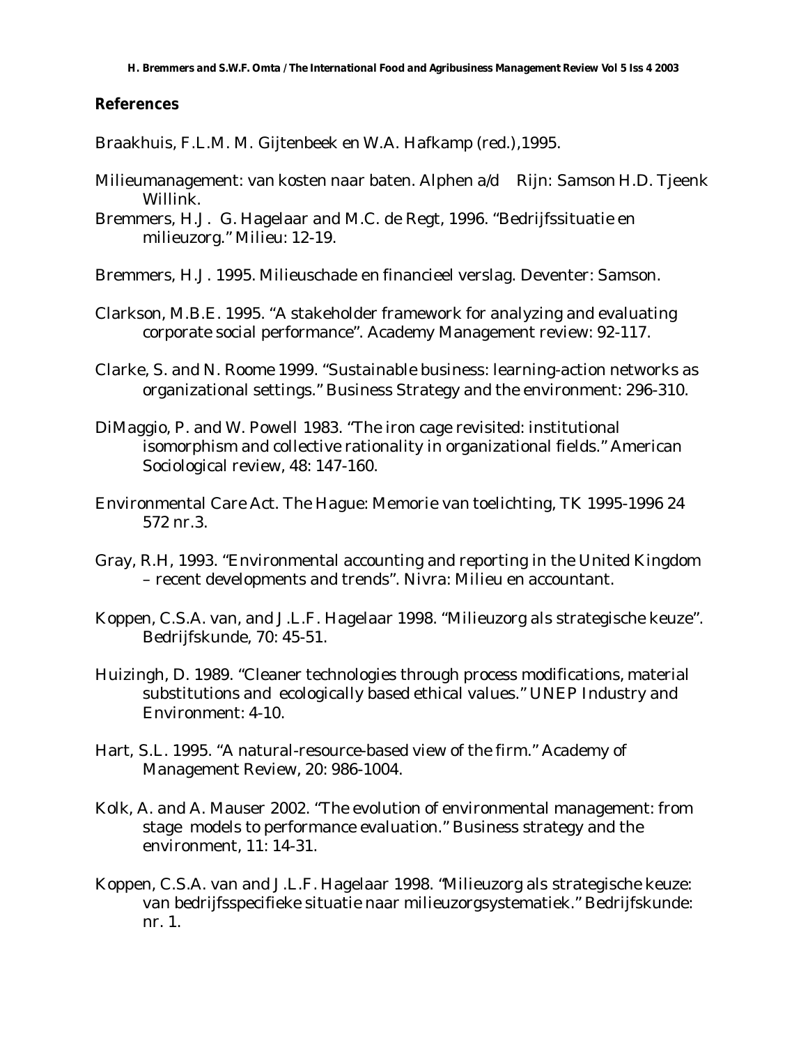## References

Braakhuis, F.L.M. M. Gijtenbeek en W.A. Hafkamp (red.),1995.

Milieumanagement: van kosten naar baten. Alphen a/d Rijn: Samson H.D. Tjeenk Willink.

Bremmers, H.J. G. Hagelaar and M.C. de Regt, 1996. "Bedrijfssituatie en milieuzorg." Milieu: 12-19.

Bremmers, H.J. 1995. Milieuschade en financieel verslag. Deventer: Samson.

Clarkson, M.B.E. 1995. "A stakeholder framework for analyzing and evaluating corporate social performance". Academy Management review: 92-117.

Clarke, S. and N. Roome 1999. "Sustainable business: learning-action networks as organizational settings." Business Strategy and the environment: 296-310.

DiMaggio, P. and W. Powell 1983. "The iron cage revisited: institutional isomorphism and collective rationality in organizational fields." American Sociological review, 48: 147-160.

Environmental Care Act. The Hague: Memorie van toelichting, TK 1995-1996 24 572 nr.3.

Gray, R.H, 1993. "Environmental accounting and reporting in the United Kingdom – recent developments and trends". Nivra: Milieu en accountant.

Koppen, C.S.A. van, and J.L.F. Hagelaar 1998. "Milieuzorg als strategische keuze". Bedrijfskunde, 70: 45-51.

Huizingh, D. 1989. "Cleaner technologies through process modifications, material substitutions and ecologically based ethical values." UNEP Industry and Environment: 4-10.

Hart, S.L. 1995. "A natural-resource-based view of the firm." Academy of Management Review, 20: 986-1004.

Kolk, A. and A. Mauser 2002. "The evolution of environmental management: from stage models to performance evaluation." Business strategy and the environment, 11: 14-31.

Koppen, C.S.A. van and J.L.F. Hagelaar 1998. "Milieuzorg als strategische keuze: van bedrijfsspecifieke situatie naar milieuzorgsystematiek." Bedrijfskunde: nr. 1.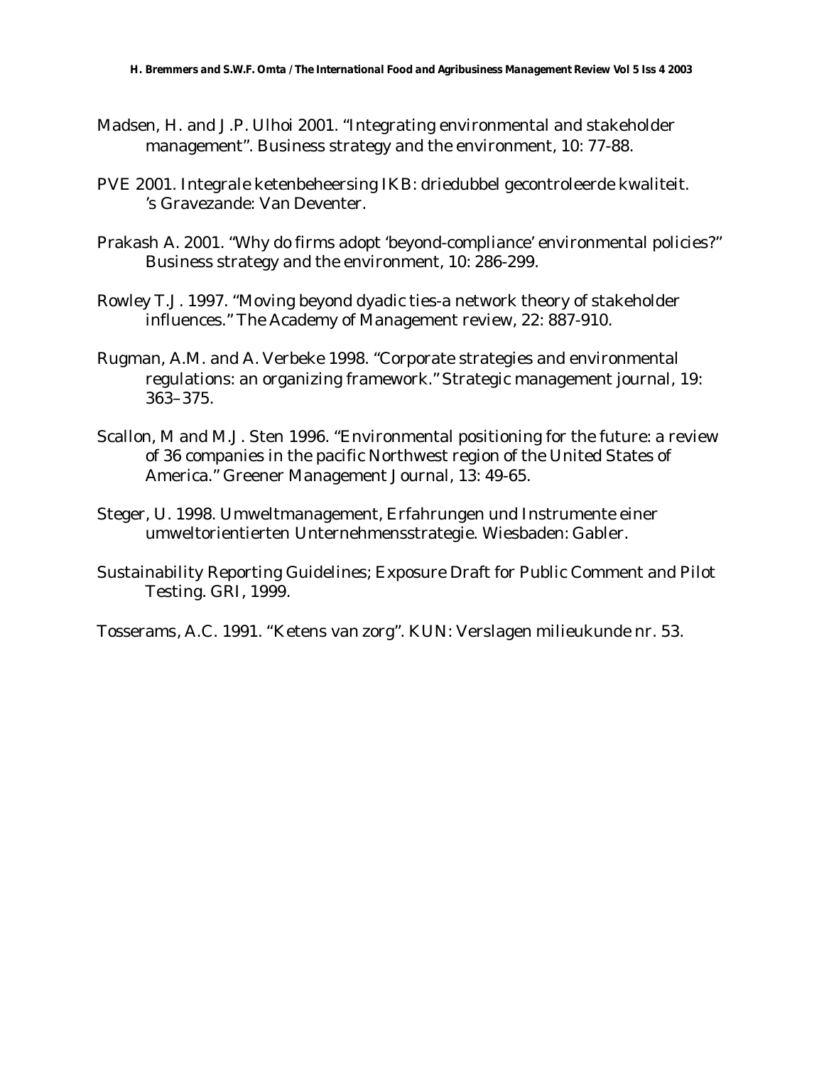Madsen, H. and J.P. Ulhoi 2001. “Integrating environmental and stakeholder management”. Business strategy and the environment, 10: 77-88.

PVE 2001. Integrale ketenbeheersing IKB: driedubbel gecontroleerde kwaliteit. ’s Gravezande: Van Deventer.

Prakash A. 2001. “Why do firms adopt ‘beyond-compliance’ environmental policies?” Business strategy and the environment, 10: 286-299.

Rowley T.J. 1997. “Moving beyond dyadic ties-a network theory of stakeholder influences.” The Academy of Management review, 22: 887-910.

Rugman, A.M. and A. Verbeke 1998. “Corporate strategies and environmental regulations: an organizing framework.” Strategic management journal, 19: 363–375.

Scallon, M and M.J. Sten 1996. “Environmental positioning for the future: a review of 36 companies in the pacific Northwest region of the United States of America.” Greener Management Journal, 13: 49-65.

Steger, U. 1998. Umweltmanagement, Erfahrungen und Instrumente einer umweltorientierten Unternehmensstrategie. Wiesbaden: Gabler.

Sustainability Reporting Guidelines; Exposure Draft for Public Comment and Pilot Testing. GRI, 1999.

Tosserams, A.C. 1991. “Ketens van zorg”. KUN: Verslagen milieukunde nr. 53.